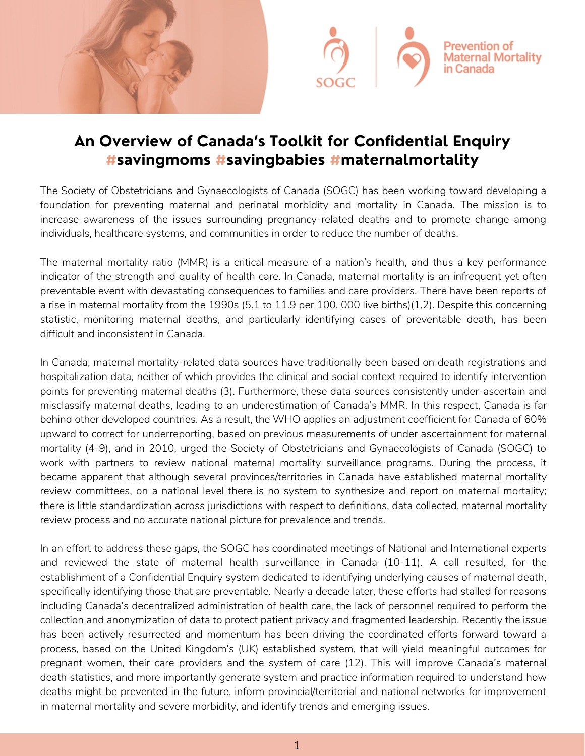# An Overview of Canada's Toolkit for Confidential Enquiry #savingmoms #savingbabies #maternalmortality

The Society of Obstetricians and Gynaecologists of Canada (SOGC) has been working toward developing a foundation for preventing maternal and perinatal morbidity and mortality in Canada. The mission is to increase awareness of the issues surrounding pregnancy-related deaths and to promote change among individuals, healthcare systems, and communities in order to reduce the number of deaths.

The maternal mortality ratio (MMR) is a critical measure of a nation's health, and thus a key performance indicator of the strength and quality of health care. In Canada, maternal mortality is an infrequent yet often preventable event with devastating consequences to families and care providers. There have been reports of a rise in maternal mortality from the 1990s (5.1 to 11.9 per 100, 000 live births)(1,2). Despite this concerning statistic, monitoring maternal deaths, and particularly identifying cases of preventable death, has been difficult and inconsistent in Canada.

In Canada, maternal mortality-related data sources have traditionally been based on death registrations and hospitalization data, neither of which provides the clinical and social context required to identify intervention points for preventing maternal deaths (3). Furthermore, these data sources consistently under-ascertain and misclassify maternal deaths, leading to an underestimation of Canada's MMR. In this respect, Canada is far behind other developed countries. As a result, the WHO applies an adjustment coefficient for Canada of 60% upward to correct for underreporting, based on previous measurements of under ascertainment for maternal mortality (4-9), and in 2010, urged the Society of Obstetricians and Gynaecologists of Canada (SOGC) to work with partners to review national maternal mortality surveillance programs. During the process, it became apparent that although several provinces/territories in Canada have established maternal mortality review committees, on a national level there is no system to synthesize and report on maternal mortality; there is little standardization across jurisdictions with respect to definitions, data collected, maternal mortality review process and no accurate national picture for prevalence and trends.

In an effort to address these gaps, the SOGC has coordinated meetings of National and International experts and reviewed the state of maternal health surveillance in Canada (10-11). A call resulted, for the establishment of a Confidential Enquiry system dedicated to identifying underlying causes of maternal death, specifically identifying those that are preventable. Nearly a decade later, these efforts had stalled for reasons including Canada's decentralized administration of health care, the lack of personnel required to perform the collection and anonymization of data to protect patient privacy and fragmented leadership. Recently the issue has been actively resurrected and momentum has been driving the coordinated efforts forward toward a process, based on the United Kingdom's (UK) established system, that will yield meaningful outcomes for pregnant women, their care providers and the system of care (12). This will improve Canada's maternal death statistics, and more importantly generate system and practice information required to understand how deaths might be prevented in the future, inform provincial/territorial and national networks for improvement in maternal mortality and severe morbidity, and identify trends and emerging issues.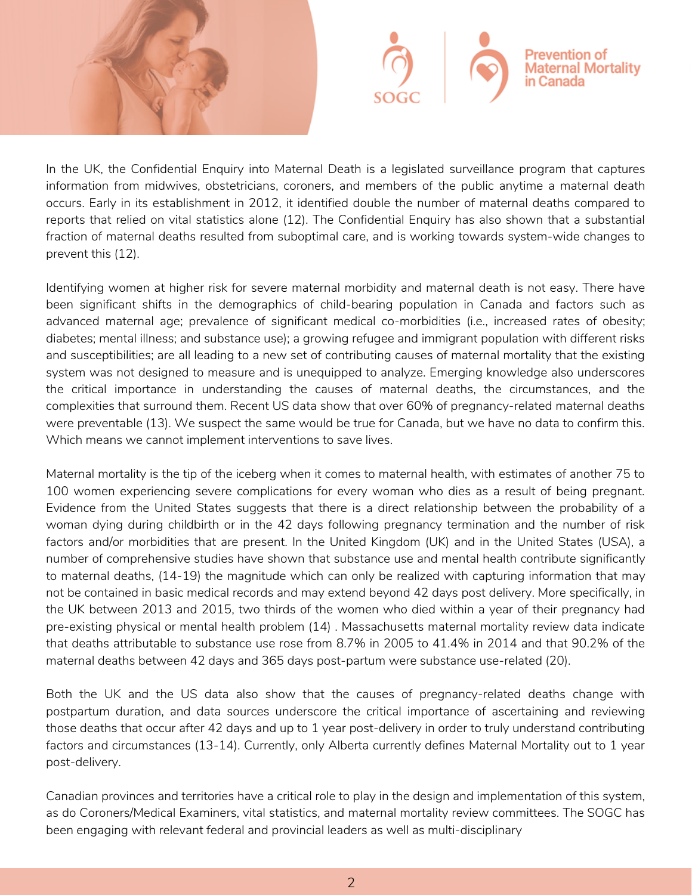In the UK, the Confidential Enquiry into Maternal Death is a legislated surveillance program that captures information from midwives, obstetricians, coroners, and members of the public anytime a maternal death occurs. Early in its establishment in 2012, it identified double the number of maternal deaths compared to reports that relied on vital statistics alone (12). The Confidential Enquiry has also shown that a substantial fraction of maternal deaths resulted from suboptimal care, and is working towards system-wide changes to prevent this (12).

Identifying women at higher risk for severe maternal morbidity and maternal death is not easy. There have been significant shifts in the demographics of child-bearing population in Canada and factors such as advanced maternal age; prevalence of significant medical co-morbidities (i.e., increased rates of obesity; diabetes; mental illness; and substance use); a growing refugee and immigrant population with different risks and susceptibilities; are all leading to a new set of contributing causes of maternal mortality that the existing system was not designed to measure and is unequipped to analyze. Emerging knowledge also underscores the critical importance in understanding the causes of maternal deaths, the circumstances, and the complexities that surround them. Recent US data show that over 60% of pregnancy-related maternal deaths were preventable (13). We suspect the same would be true for Canada, but we have no data to confirm this. Which means we cannot implement interventions to save lives.

Maternal mortality is the tip of the iceberg when it comes to maternal health, with estimates of another 75 to 100 women experiencing severe complications for every woman who dies as a result of being pregnant. Evidence from the United States suggests that there is a direct relationship between the probability of a woman dying during childbirth or in the 42 days following pregnancy termination and the number of risk factors and/or morbidities that are present. In the United Kingdom (UK) and in the United States (USA), a number of comprehensive studies have shown that substance use and mental health contribute significantly to maternal deaths, (14-19) the magnitude which can only be realized with capturing information that may not be contained in basic medical records and may extend beyond 42 days post delivery. More specifically, in the UK between 2013 and 2015, two thirds of the women who died within a year of their pregnancy had pre-existing physical or mental health problem (14) . Massachusetts maternal mortality review data indicate that deaths attributable to substance use rose from 8.7% in 2005 to 41.4% in 2014 and that 90.2% of the maternal deaths between 42 days and 365 days post-partum were substance use-related (20).

Both the UK and the US data also show that the causes of pregnancy-related deaths change with postpartum duration, and data sources underscore the critical importance of ascertaining and reviewing those deaths that occur after 42 days and up to 1 year post-delivery in order to truly understand contributing factors and circumstances (13-14). Currently, only Alberta currently defines Maternal Mortality out to 1 year post-delivery.

Canadian provinces and territories have a critical role to play in the design and implementation of this system, as do Coroners/Medical Examiners, vital statistics, and maternal mortality review committees. The SOGC has been engaging with relevant federal and provincial leaders as well as multi-disciplinary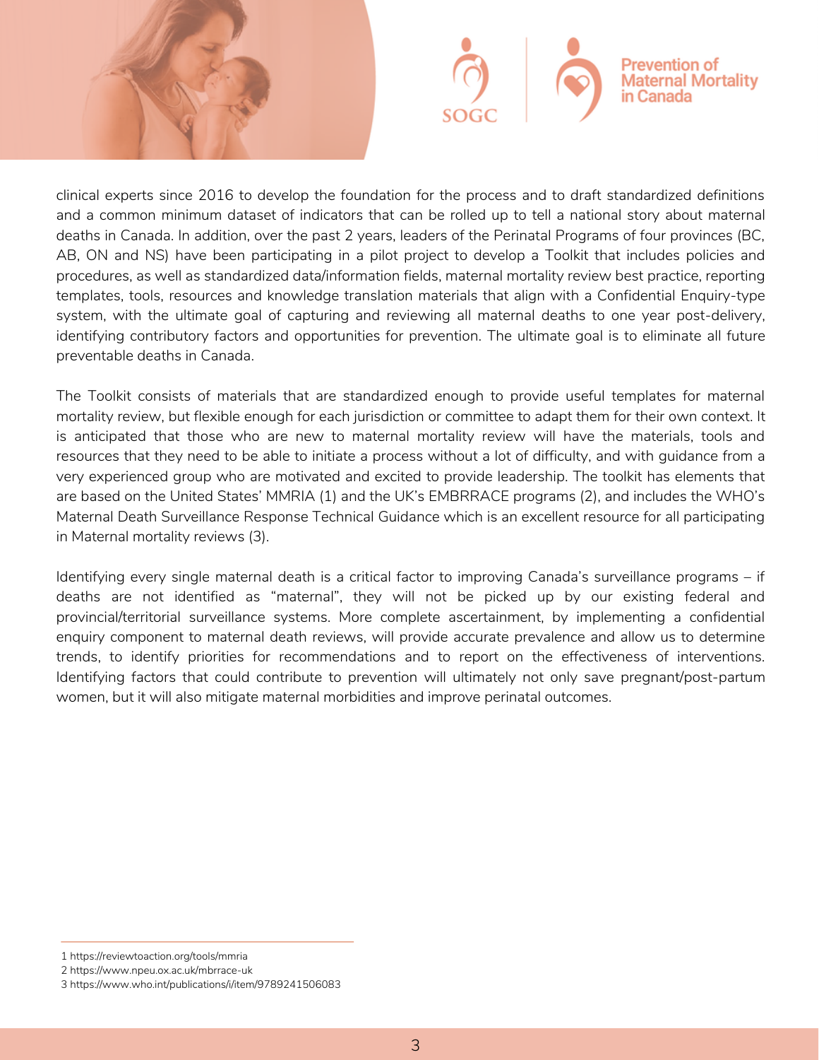clinical experts since 2016 to develop the foundation for the process and to draft standardized definitions and a common minimum dataset of indicators that can be rolled up to tell a national story about maternal deaths in Canada. In addition, over the past 2 years, leaders of the Perinatal Programs of four provinces (BC, AB, ON and NS) have been participating in a pilot project to develop a Toolkit that includes policies and procedures, as well as standardized data/information fields, maternal mortality review best practice, reporting templates, tools, resources and knowledge translation materials that align with a Confidential Enquiry-type system, with the ultimate goal of capturing and reviewing all maternal deaths to one year post-delivery, identifying contributory factors and opportunities for prevention. The ultimate goal is to eliminate all future preventable deaths in Canada.

The Toolkit consists of materials that are standardized enough to provide useful templates for maternal mortality review, but flexible enough for each jurisdiction or committee to adapt them for their own context. It is anticipated that those who are new to maternal mortality review will have the materials, tools and resources that they need to be able to initiate a process without a lot of difficulty, and with guidance from a very experienced group who are motivated and excited to provide leadership. The toolkit has elements that are based on the United States' MMRIA (1) and the UK's EMBRRACE programs (2), and includes the WHO's Maternal Death Surveillance Response Technical Guidance which is an excellent resource for all participating in Maternal mortality reviews (3).

Identifying every single maternal death is a critical factor to improving Canada's surveillance programs – if deaths are not identified as "maternal", they will not be picked up by our existing federal and provincial/territorial surveillance systems. More complete ascertainment, by implementing a confidential enquiry component to maternal death reviews, will provide accurate prevalence and allow us to determine trends, to identify priorities for recommendations and to report on the effectiveness of interventions. Identifying factors that could contribute to prevention will ultimately not only save pregnant/post-partum women, but it will also mitigate maternal morbidities and improve perinatal outcomes.

---

1 https://reviewtoaction.org/tools/mmria

2 https://www.npeu.ox.ac.uk/mbrrace-uk

3 https://www.who.int/publications/i/item/9789241506083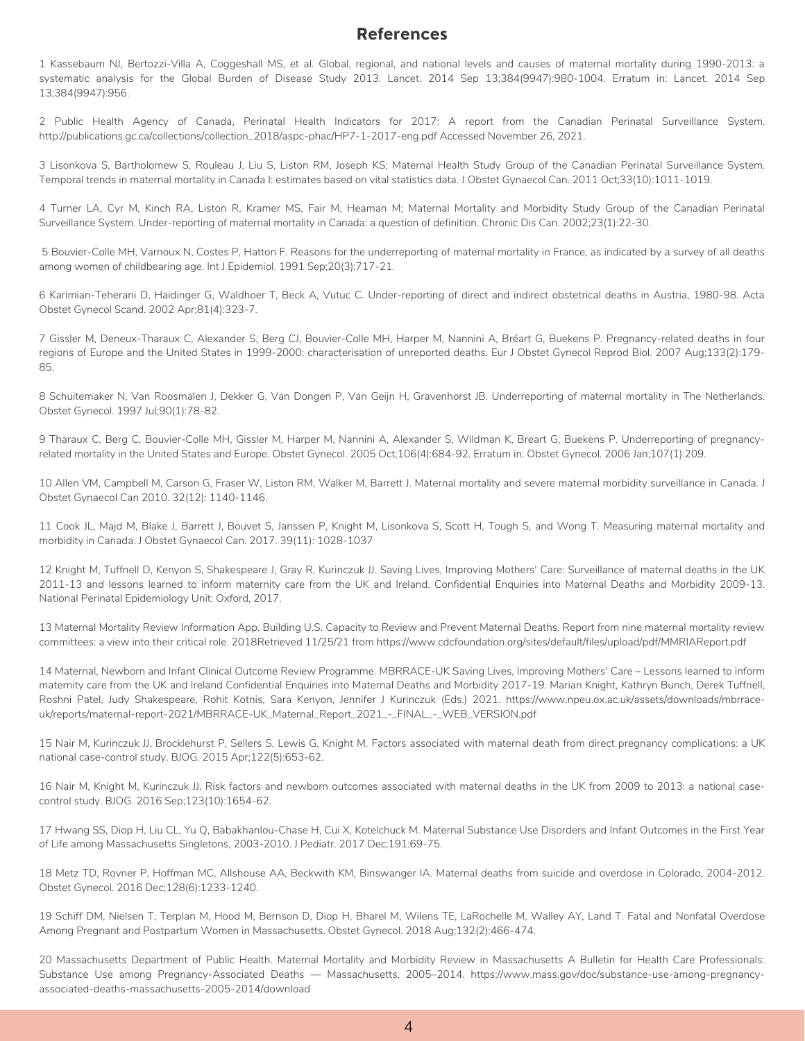## References

1 Kassebaum NJ, Bertozzi-Villa A, Coggeshall MS, et al. Global, regional, and national levels and causes of maternal mortality during 1990-2013: a systematic analysis for the Global Burden of Disease Study 2013. Lancet. 2014 Sep 13;384(9947):980-1004. Erratum in: Lancet. 2014 Sep 13;384(9947):956.

2 Public Health Agency of Canada, Perinatal Health Indicators for 2017: A report from the Canadian Perinatal Surveillance System. http://publications.gc.ca/collections/collection_2018/aspc-phac/HP7-1-2017-eng.pdf Accessed November 26, 2021.

3 Lisonkova S, Bartholomew S, Rouleau J, Liu S, Liston RM, Joseph KS; Maternal Health Study Group of the Canadian Perinatal Surveillance System. Temporal trends in maternal mortality in Canada I: estimates based on vital statistics data. J Obstet Gynaecol Can. 2011 Oct;33(10):1011-1019.

4 Turner LA, Cyr M, Kinch RA, Liston R, Kramer MS, Fair M, Heaman M; Maternal Mortality and Morbidity Study Group of the Canadian Perinatal Surveillance System. Under-reporting of maternal mortality in Canada: a question of definition. Chronic Dis Can. 2002;23(1):22-30.

5 Bouvier-Colle MH, Varnoux N, Costes P, Hatton F. Reasons for the underreporting of maternal mortality in France, as indicated by a survey of all deaths among women of childbearing age. Int J Epidemiol. 1991 Sep;20(3):717-21.

6 Karimian-Teherani D, Haidinger G, Waldhoer T, Beck A, Vutuc C. Under-reporting of direct and indirect obstetrical deaths in Austria, 1980-98. Acta Obstet Gynecol Scand. 2002 Apr;81(4):323-7.

7 Gissler M, Deneux-Tharaux C, Alexander S, Berg CJ, Bouvier-Colle MH, Harper M, Nannini A, Bréart G, Buekens P. Pregnancy-related deaths in four regions of Europe and the United States in 1999-2000: characterisation of unreported deaths. Eur J Obstet Gynecol Reprod Biol. 2007 Aug;133(2):179-85.

8 Schuitemaker N, Van Roosmalen J, Dekker G, Van Dongen P, Van Geijn H, Gravenhorst JB. Underreporting of maternal mortality in The Netherlands. Obstet Gynecol. 1997 Jul;90(1):78-82.

9 Tharaux C, Berg C, Bouvier-Colle MH, Gissler M, Harper M, Nannini A, Alexander S, Wildman K, Breart G, Buekens P. Underreporting of pregnancy-related mortality in the United States and Europe. Obstet Gynecol. 2005 Oct;106(4):684-92. Erratum in: Obstet Gynecol. 2006 Jan;107(1):209.

10 Allen VM, Campbell M, Carson G, Fraser W, Liston RM, Walker M, Barrett J. Maternal mortality and severe maternal morbidity surveillance in Canada. J Obstet Gynaecol Can 2010. 32(12): 1140-1146.

11 Cook JL, Majd M, Blake J, Barrett J, Bouvet S, Janssen P, Knight M, Lisonkova S, Scott H, Tough S, and Wong T. Measuring maternal mortality and morbidity in Canada. J Obstet Gynaecol Can. 2017. 39(11): 1028-1037

12 Knight M, Tuffnell D, Kenyon S, Shakespeare J, Gray R, Kurinczuk JJ. Saving Lives, Improving Mothers' Care: Surveillance of maternal deaths in the UK 2011-13 and lessons learned to inform maternity care from the UK and Ireland. Confidential Enquiries into Maternal Deaths and Morbidity 2009-13. National Perinatal Epidemiology Unit: Oxford, 2017.

13 Maternal Mortality Review Information App. Building U.S. Capacity to Review and Prevent Maternal Deaths. Report from nine maternal mortality review committees: a view into their critical role. 2018Retrieved 11/25/21 from https://www.cdcfoundation.org/sites/default/files/upload/pdf/MMRIAReport.pdf

14 Maternal, Newborn and Infant Clinical Outcome Review Programme. MBRRACE-UK Saving Lives, Improving Mothers' Care – Lessons learned to inform maternity care from the UK and Ireland Confidential Enquiries into Maternal Deaths and Morbidity 2017-19. Marian Knight, Kathryn Bunch, Derek Tuffnell, Roshni Patel, Judy Shakespeare, Rohit Kotnis, Sara Kenyon, Jennifer J Kurinczuk (Eds.) 2021. https://www.npeu.ox.ac.uk/assets/downloads/mbrrace-uk/reports/maternal-report-2021/MBRRACE-UK_Maternal_Report_2021_-_FINAL_-_WEB_VERSION.pdf

15 Nair M, Kurinczuk JJ, Brocklehurst P, Sellers S, Lewis G, Knight M. Factors associated with maternal death from direct pregnancy complications: a UK national case-control study. BJOG. 2015 Apr;122(5):653-62.

16 Nair M, Knight M, Kurinczuk JJ. Risk factors and newborn outcomes associated with maternal deaths in the UK from 2009 to 2013: a national case-control study. BJOG. 2016 Sep;123(10):1654-62.

17 Hwang SS, Diop H, Liu CL, Yu Q, Babakhanlou-Chase H, Cui X, Kotelchuck M. Maternal Substance Use Disorders and Infant Outcomes in the First Year of Life among Massachusetts Singletons, 2003-2010. J Pediatr. 2017 Dec;191:69-75.

18 Metz TD, Rovner P, Hoffman MC, Allshouse AA, Beckwith KM, Binswanger IA. Maternal deaths from suicide and overdose in Colorado, 2004-2012. Obstet Gynecol. 2016 Dec;128(6):1233-1240.

19 Schiff DM, Nielsen T, Terplan M, Hood M, Bernson D, Diop H, Bharel M, Wilens TE, LaRochelle M, Walley AY, Land T. Fatal and Nonfatal Overdose Among Pregnant and Postpartum Women in Massachusetts. Obstet Gynecol. 2018 Aug;132(2):466-474.

20 Massachusetts Department of Public Health. Maternal Mortality and Morbidity Review in Massachusetts A Bulletin for Health Care Professionals: Substance Use among Pregnancy-Associated Deaths — Massachusetts, 2005–2014. https://www.mass.gov/doc/substance-use-among-pregnancy-associated-deaths-massachusetts-2005-2014/download